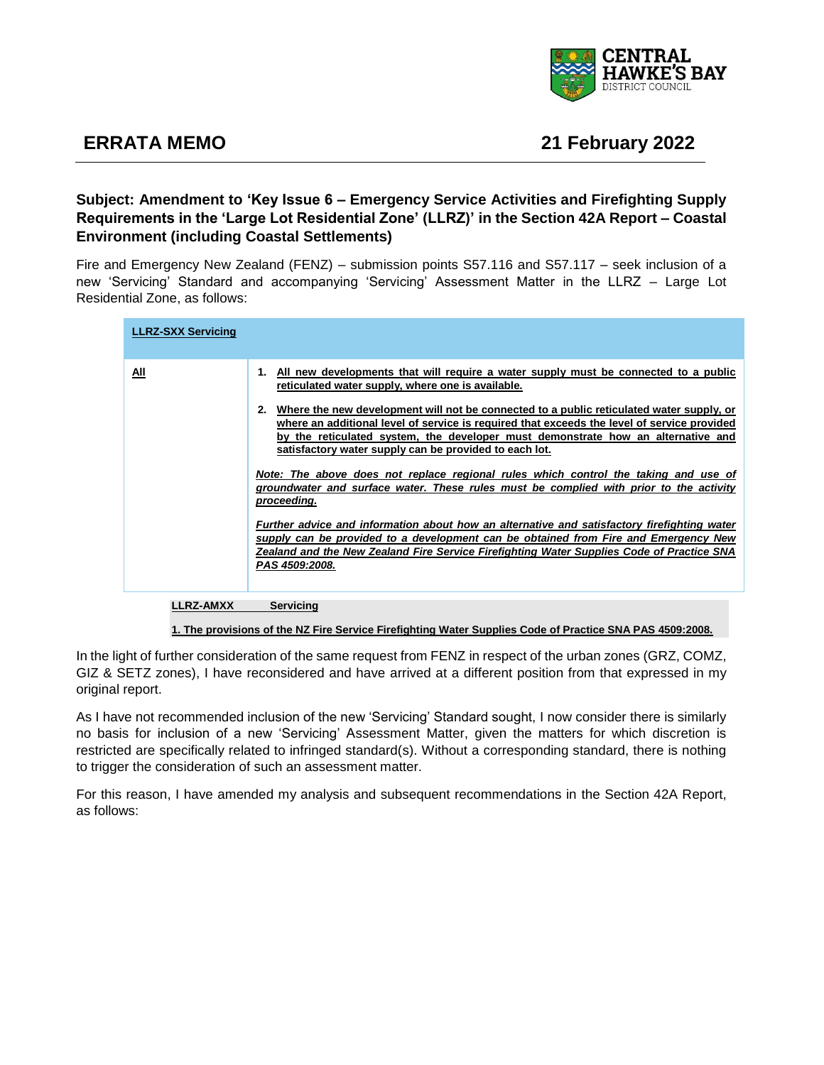# ERRATA MEMO

**21 February 2022**

### Subject: Amendment to 'Key Issue 6 – Emergency Service Activities and Firefighting Supply Requirements in the 'Large Lot Residential Zone' (LLRZ)' in the Section 42A Report – Coastal Environment (including Coastal Settlements)

Fire and Emergency New Zealand (FENZ) – submission points S57.116 and S57.117 – seek inclusion of a new 'Servicing' Standard and accompanying 'Servicing' Assessment Matter in the LLRZ – Large Lot Residential Zone, as follows:

| **LLRZ-SXX Servicing** | |
|---|---|
| **All** | 1. **All new developments that will require a water supply must be connected to a public reticulated water supply, where one is available.**<br><br>2. **Where the new development will not be connected to a public reticulated water supply, or where an additional level of service is required that exceeds the level of service provided by the reticulated system, the developer must demonstrate how an alternative and satisfactory water supply can be provided to each lot.**<br><br>***Note: The above does not replace regional rules which control the taking and use of groundwater and surface water. These rules must be complied with prior to the activity proceeding.***<br><br>***Further advice and information about how an alternative and satisfactory firefighting water supply can be provided to a development can be obtained from Fire and Emergency New Zealand and the New Zealand Fire Service Firefighting Water Supplies Code of Practice SNA PAS 4509:2008.*** |

| **LLRZ-AMXX** | **Servicing** |
|---|---|
| **1. The provisions of the NZ Fire Service Firefighting Water Supplies Code of Practice SNA PAS 4509:2008.** | |

In the light of further consideration of the same request from FENZ in respect of the urban zones (GRZ, COMZ, GIZ & SETZ zones), I have reconsidered and have arrived at a different position from that expressed in my original report.

As I have not recommended inclusion of the new 'Servicing' Standard sought, I now consider there is similarly no basis for inclusion of a new 'Servicing' Assessment Matter, given the matters for which discretion is restricted are specifically related to infringed standard(s). Without a corresponding standard, there is nothing to trigger the consideration of such an assessment matter.

For this reason, I have amended my analysis and subsequent recommendations in the Section 42A Report, as follows: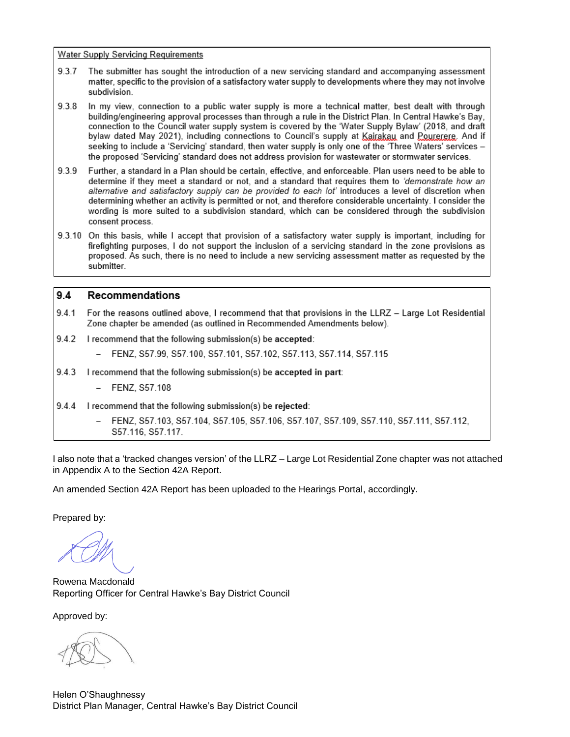Water Supply Servicing Requirements

9.3.7 The submitter has sought the introduction of a new servicing standard and accompanying assessment matter, specific to the provision of a satisfactory water supply to developments where they may not involve subdivision.

9.3.8 In my view, connection to a public water supply is more a technical matter, best dealt with through building/engineering approval processes than through a rule in the District Plan. In Central Hawke's Bay, connection to the Council water supply system is covered by the 'Water Supply Bylaw' (2018, and draft bylaw dated May 2021), including connections to Council's supply at Kairakau and Pourerere. And if seeking to include a 'Servicing' standard, then water supply is only one of the 'Three Waters' services – the proposed 'Servicing' standard does not address provision for wastewater or stormwater services.

9.3.9 Further, a standard in a Plan should be certain, effective, and enforceable. Plan users need to be able to determine if they meet a standard or not, and a standard that requires them to *'demonstrate how an alternative and satisfactory supply can be provided to each lot'* introduces a level of discretion when determining whether an activity is permitted or not, and therefore considerable uncertainty. I consider the wording is more suited to a subdivision standard, which can be considered through the subdivision consent process.

9.3.10 On this basis, while I accept that provision of a satisfactory water supply is important, including for firefighting purposes, I do not support the inclusion of a servicing standard in the zone provisions as proposed. As such, there is no need to include a new servicing assessment matter as requested by the submitter.

## 9.4 Recommendations

9.4.1 For the reasons outlined above, I recommend that that provisions in the LLRZ – Large Lot Residential Zone chapter be amended (as outlined in Recommended Amendments below).

9.4.2 I recommend that the following submission(s) be **accepted**:

- FENZ, S57.99, S57.100, S57.101, S57.102, S57.113, S57.114, S57.115

9.4.3 I recommend that the following submission(s) be **accepted in part**:

- FENZ, S57.108

9.4.4 I recommend that the following submission(s) be **rejected**:

- FENZ, S57.103, S57.104, S57.105, S57.106, S57.107, S57.109, S57.110, S57.111, S57.112, S57.116, S57.117.

I also note that a 'tracked changes version' of the LLRZ – Large Lot Residential Zone chapter was not attached in Appendix A to the Section 42A Report.

An amended Section 42A Report has been uploaded to the Hearings Portal, accordingly.

Prepared by:

Rowena Macdonald
Reporting Officer for Central Hawke's Bay District Council

Approved by:

Helen O'Shaughnessy
District Plan Manager, Central Hawke's Bay District Council